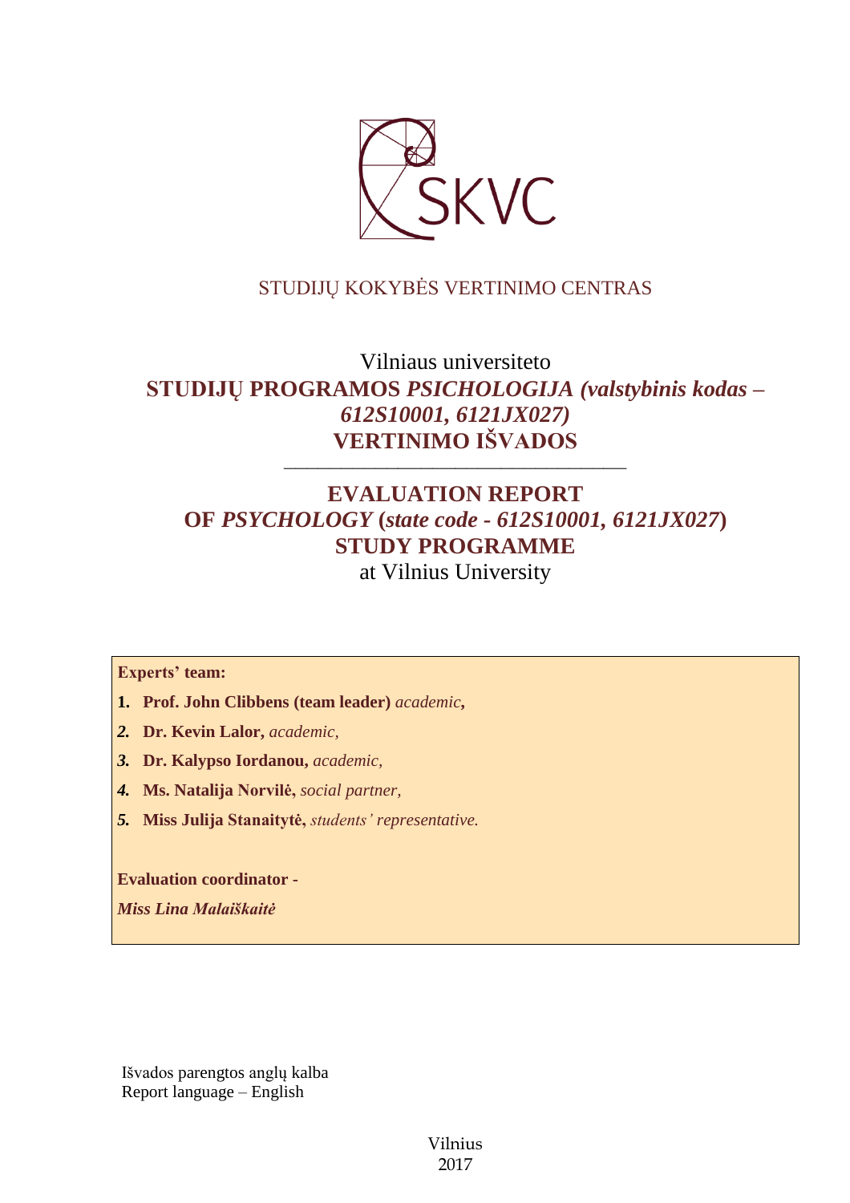SKVC

STUDIJŲ KOKYBĖS VERTINIMO CENTRAS

Vilniaus universiteto

# STUDIJŲ PROGRAMOS *PSICHOLOGIJA (valstybinis kodas – 612S10001, 6121JX027)* VERTINIMO IŠVADOS

---

# EVALUATION REPORT OF *PSYCHOLOGY* (*state code - 612S10001, 6121JX027*) STUDY PROGRAMME

at Vilnius University

**Experts' team:**

1. **Prof. John Clibbens (team leader)** *academic*,
2. **Dr. Kevin Lalor,** *academic,*
3. **Dr. Kalypso Iordanou,** *academic,*
4. **Ms. Natalija Norvilė,** *social partner,*
5. **Miss Julija Stanaitytė,** *students' representative.*

**Evaluation coordinator -**

***Miss Lina Malaiškaitė***

Išvados parengtos anglų kalba
Report language – English

Vilnius
2017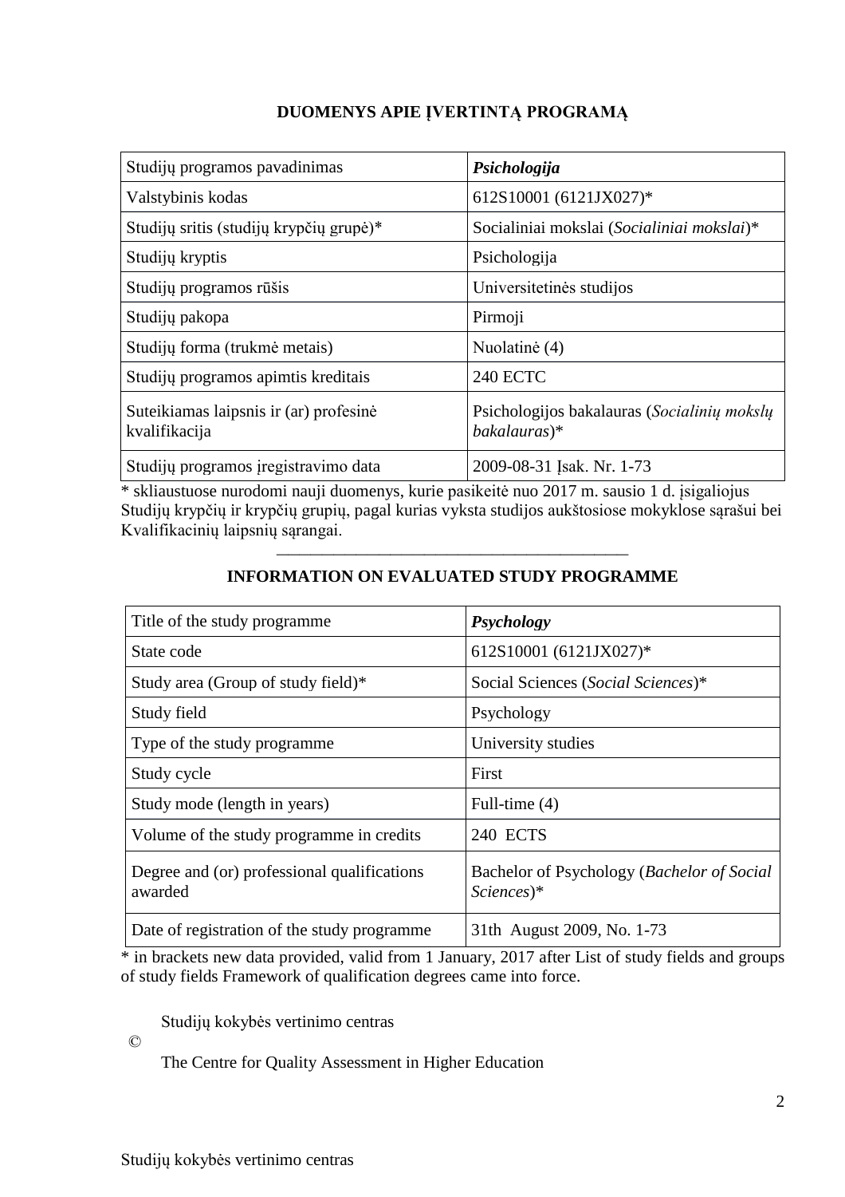## DUOMENYS APIE ĮVERTINTĄ PROGRAMĄ

| Studijų programos pavadinimas | ***Psichologija*** |
|---|---|
| Valstybinis kodas | 612S10001 (6121JX027)* |
| Studijų sritis (studijų krypčių grupė)* | Socialiniai mokslai (*Socialiniai mokslai*)* |
| Studijų kryptis | Psichologija |
| Studijų programos rūšis | Universitetinės studijos |
| Studijų pakopa | Pirmoji |
| Studijų forma (trukmė metais) | Nuolatinė (4) |
| Studijų programos apimtis kreditais | 240 ECTC |
| Suteikiamas laipsnis ir (ar) profesinė kvalifikacija | Psichologijos bakalauras (*Socialinių mokslų bakalauras*)* |
| Studijų programos įregistravimo data | 2009-08-31 Įsak. Nr. 1-73 |

* skliaustuose nurodomi nauji duomenys, kurie pasikeitė nuo 2017 m. sausio 1 d. įsigaliojus Studijų krypčių ir krypčių grupių, pagal kurias vyksta studijos aukštosiose mokyklose sąrašui bei Kvalifikacinių laipsnių sąrangai.

---

## INFORMATION ON EVALUATED STUDY PROGRAMME

| Title of the study programme | ***Psychology*** |
|---|---|
| State code | 612S10001 (6121JX027)* |
| Study area (Group of study field)* | Social Sciences (*Social Sciences*)* |
| Study field | Psychology |
| Type of the study programme | University studies |
| Study cycle | First |
| Study mode (length in years) | Full-time (4) |
| Volume of the study programme in credits | 240 ECTS |
| Degree and (or) professional qualifications awarded | Bachelor of Psychology (*Bachelor of Social Sciences*)* |
| Date of registration of the study programme | 31th August 2009, No. 1-73 |

* in brackets new data provided, valid from 1 January, 2017 after List of study fields and groups of study fields Framework of qualification degrees came into force.

©

Studijų kokybės vertinimo centras

The Centre for Quality Assessment in Higher Education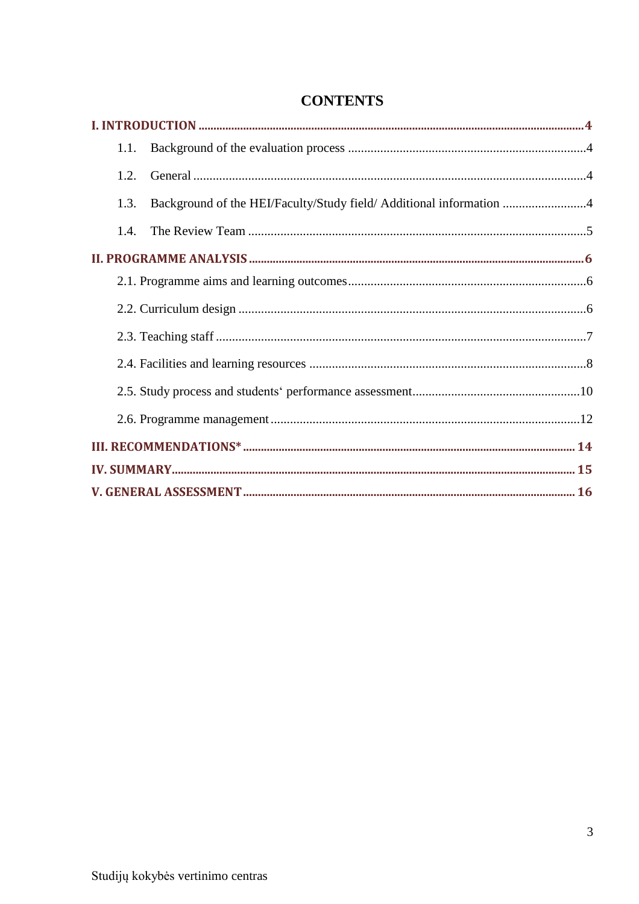# CONTENTS

I. INTRODUCTION ........................................ 4

- 1.1. Background of the evaluation process ........................................ 4
- 1.2. General ........................................ 4
- 1.3. Background of the HEI/Faculty/Study field/ Additional information ........................................ 4
- 1.4. The Review Team ........................................ 5

II. PROGRAMME ANALYSIS ........................................ 6

- 2.1. Programme aims and learning outcomes ........................................ 6
- 2.2. Curriculum design ........................................ 6
- 2.3. Teaching staff ........................................ 7
- 2.4. Facilities and learning resources ........................................ 8
- 2.5. Study process and students‘ performance assessment ........................................ 10
- 2.6. Programme management ........................................ 12

III. RECOMMENDATIONS* ........................................ 14

IV. SUMMARY ........................................ 15

V. GENERAL ASSESSMENT ........................................ 16

Studijų kokybės vertinimo centras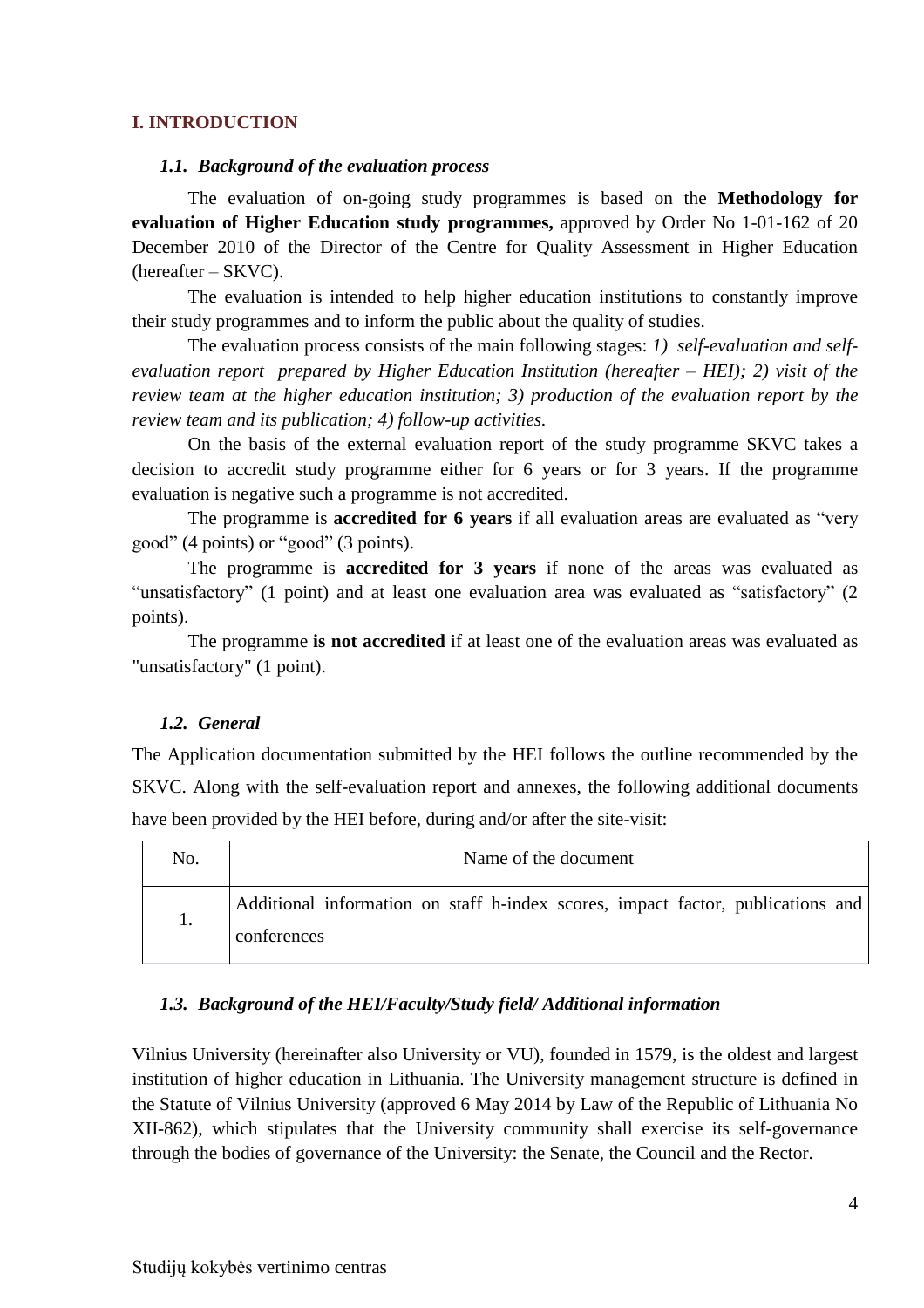## I. INTRODUCTION

### *1.1. Background of the evaluation process*

The evaluation of on-going study programmes is based on the **Methodology for evaluation of Higher Education study programmes,** approved by Order No 1-01-162 of 20 December 2010 of the Director of the Centre for Quality Assessment in Higher Education (hereafter – SKVC).

The evaluation is intended to help higher education institutions to constantly improve their study programmes and to inform the public about the quality of studies.

The evaluation process consists of the main following stages: *1) self-evaluation and self-evaluation report prepared by Higher Education Institution (hereafter – HEI); 2) visit of the review team at the higher education institution; 3) production of the evaluation report by the review team and its publication; 4) follow-up activities.*

On the basis of the external evaluation report of the study programme SKVC takes a decision to accredit study programme either for 6 years or for 3 years. If the programme evaluation is negative such a programme is not accredited.

The programme is **accredited for 6 years** if all evaluation areas are evaluated as "very good" (4 points) or "good" (3 points).

The programme is **accredited for 3 years** if none of the areas was evaluated as "unsatisfactory" (1 point) and at least one evaluation area was evaluated as "satisfactory" (2 points).

The programme **is not accredited** if at least one of the evaluation areas was evaluated as "unsatisfactory" (1 point).

### *1.2. General*

The Application documentation submitted by the HEI follows the outline recommended by the SKVC. Along with the self-evaluation report and annexes, the following additional documents have been provided by the HEI before, during and/or after the site-visit:

| No. | Name of the document |
|---|---|
| 1. | Additional information on staff h-index scores, impact factor, publications and conferences |

### *1.3. Background of the HEI/Faculty/Study field/ Additional information*

Vilnius University (hereinafter also University or VU), founded in 1579, is the oldest and largest institution of higher education in Lithuania. The University management structure is defined in the Statute of Vilnius University (approved 6 May 2014 by Law of the Republic of Lithuania No XII-862), which stipulates that the University community shall exercise its self-governance through the bodies of governance of the University: the Senate, the Council and the Rector.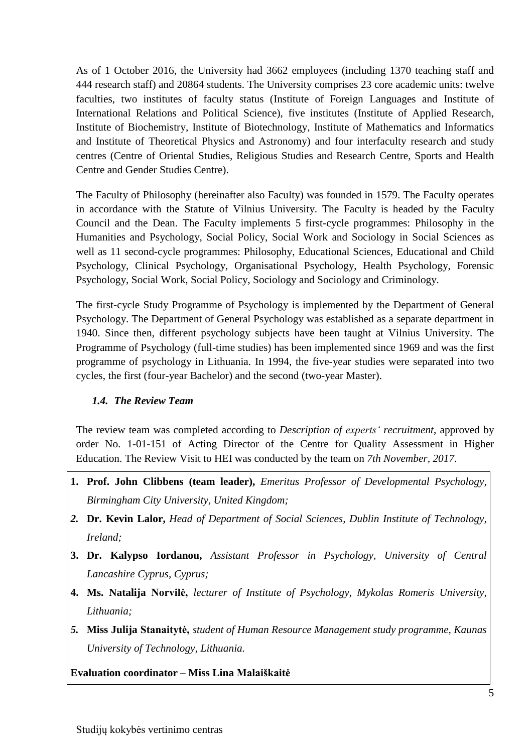As of 1 October 2016, the University had 3662 employees (including 1370 teaching staff and 444 research staff) and 20864 students. The University comprises 23 core academic units: twelve faculties, two institutes of faculty status (Institute of Foreign Languages and Institute of International Relations and Political Science), five institutes (Institute of Applied Research, Institute of Biochemistry, Institute of Biotechnology, Institute of Mathematics and Informatics and Institute of Theoretical Physics and Astronomy) and four interfaculty research and study centres (Centre of Oriental Studies, Religious Studies and Research Centre, Sports and Health Centre and Gender Studies Centre).

The Faculty of Philosophy (hereinafter also Faculty) was founded in 1579. The Faculty operates in accordance with the Statute of Vilnius University. The Faculty is headed by the Faculty Council and the Dean. The Faculty implements 5 first-cycle programmes: Philosophy in the Humanities and Psychology, Social Policy, Social Work and Sociology in Social Sciences as well as 11 second-cycle programmes: Philosophy, Educational Sciences, Educational and Child Psychology, Clinical Psychology, Organisational Psychology, Health Psychology, Forensic Psychology, Social Work, Social Policy, Sociology and Sociology and Criminology.

The first-cycle Study Programme of Psychology is implemented by the Department of General Psychology. The Department of General Psychology was established as a separate department in 1940. Since then, different psychology subjects have been taught at Vilnius University. The Programme of Psychology (full-time studies) has been implemented since 1969 and was the first programme of psychology in Lithuania. In 1994, the five-year studies were separated into two cycles, the first (four-year Bachelor) and the second (two-year Master).

### *1.4. The Review Team*

The review team was completed according to *Description of experts' recruitment*, approved by order No. 1-01-151 of Acting Director of the Centre for Quality Assessment in Higher Education. The Review Visit to HEI was conducted by the team on *7th November, 2017*.

1. **Prof. John Clibbens (team leader),** *Emeritus Professor of Developmental Psychology, Birmingham City University, United Kingdom;*
2. **Dr. Kevin Lalor,** *Head of Department of Social Sciences, Dublin Institute of Technology, Ireland;*
3. **Dr. Kalypso Iordanou,** *Assistant Professor in Psychology, University of Central Lancashire Cyprus, Cyprus;*
4. **Ms. Natalija Norvilė,** *lecturer of Institute of Psychology, Mykolas Romeris University, Lithuania;*
5. **Miss Julija Stanaitytė,** *student of Human Resource Management study programme, Kaunas University of Technology, Lithuania.*

**Evaluation coordinator – Miss Lina Malaiškaitė**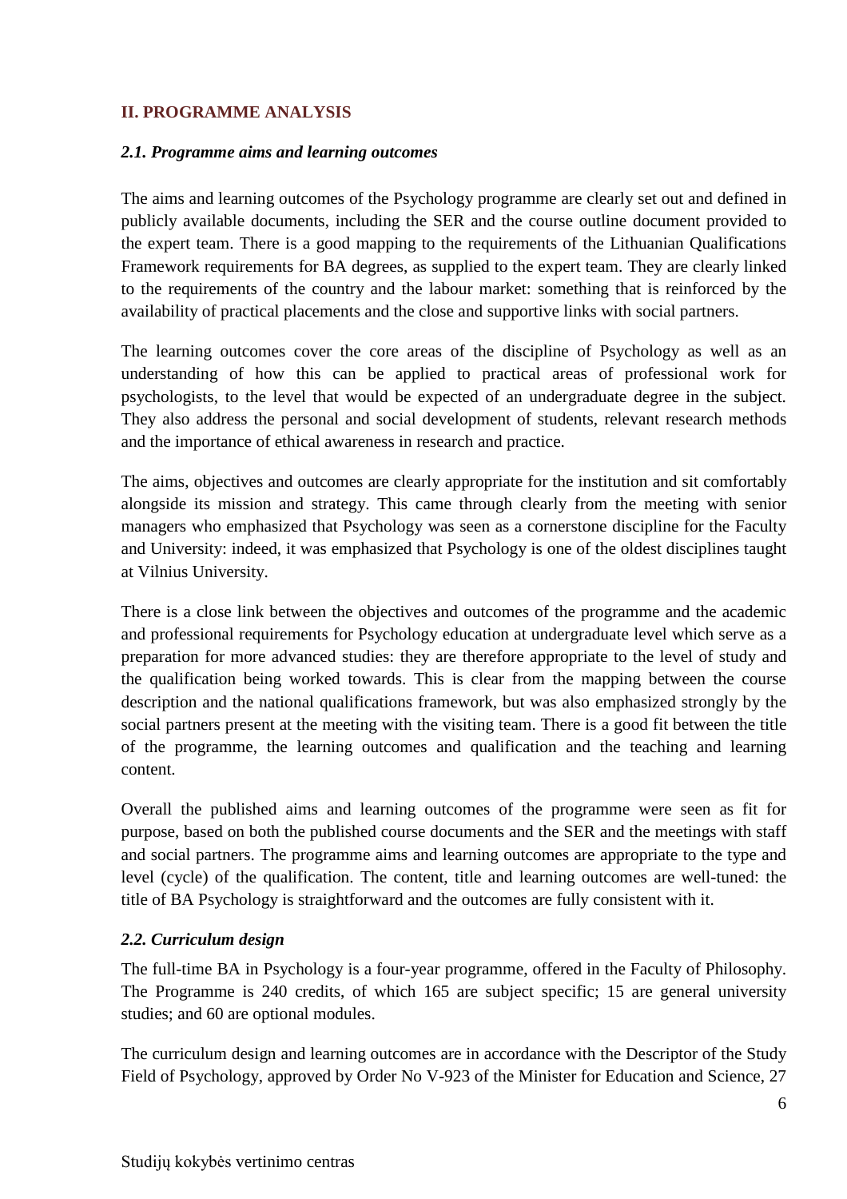## II. PROGRAMME ANALYSIS

### *2.1. Programme aims and learning outcomes*

The aims and learning outcomes of the Psychology programme are clearly set out and defined in publicly available documents, including the SER and the course outline document provided to the expert team. There is a good mapping to the requirements of the Lithuanian Qualifications Framework requirements for BA degrees, as supplied to the expert team. They are clearly linked to the requirements of the country and the labour market: something that is reinforced by the availability of practical placements and the close and supportive links with social partners.

The learning outcomes cover the core areas of the discipline of Psychology as well as an understanding of how this can be applied to practical areas of professional work for psychologists, to the level that would be expected of an undergraduate degree in the subject. They also address the personal and social development of students, relevant research methods and the importance of ethical awareness in research and practice.

The aims, objectives and outcomes are clearly appropriate for the institution and sit comfortably alongside its mission and strategy. This came through clearly from the meeting with senior managers who emphasized that Psychology was seen as a cornerstone discipline for the Faculty and University: indeed, it was emphasized that Psychology is one of the oldest disciplines taught at Vilnius University.

There is a close link between the objectives and outcomes of the programme and the academic and professional requirements for Psychology education at undergraduate level which serve as a preparation for more advanced studies: they are therefore appropriate to the level of study and the qualification being worked towards. This is clear from the mapping between the course description and the national qualifications framework, but was also emphasized strongly by the social partners present at the meeting with the visiting team. There is a good fit between the title of the programme, the learning outcomes and qualification and the teaching and learning content.

Overall the published aims and learning outcomes of the programme were seen as fit for purpose, based on both the published course documents and the SER and the meetings with staff and social partners. The programme aims and learning outcomes are appropriate to the type and level (cycle) of the qualification. The content, title and learning outcomes are well-tuned: the title of BA Psychology is straightforward and the outcomes are fully consistent with it.

### *2.2. Curriculum design*

The full-time BA in Psychology is a four-year programme, offered in the Faculty of Philosophy. The Programme is 240 credits, of which 165 are subject specific; 15 are general university studies; and 60 are optional modules.

The curriculum design and learning outcomes are in accordance with the Descriptor of the Study Field of Psychology, approved by Order No V-923 of the Minister for Education and Science, 27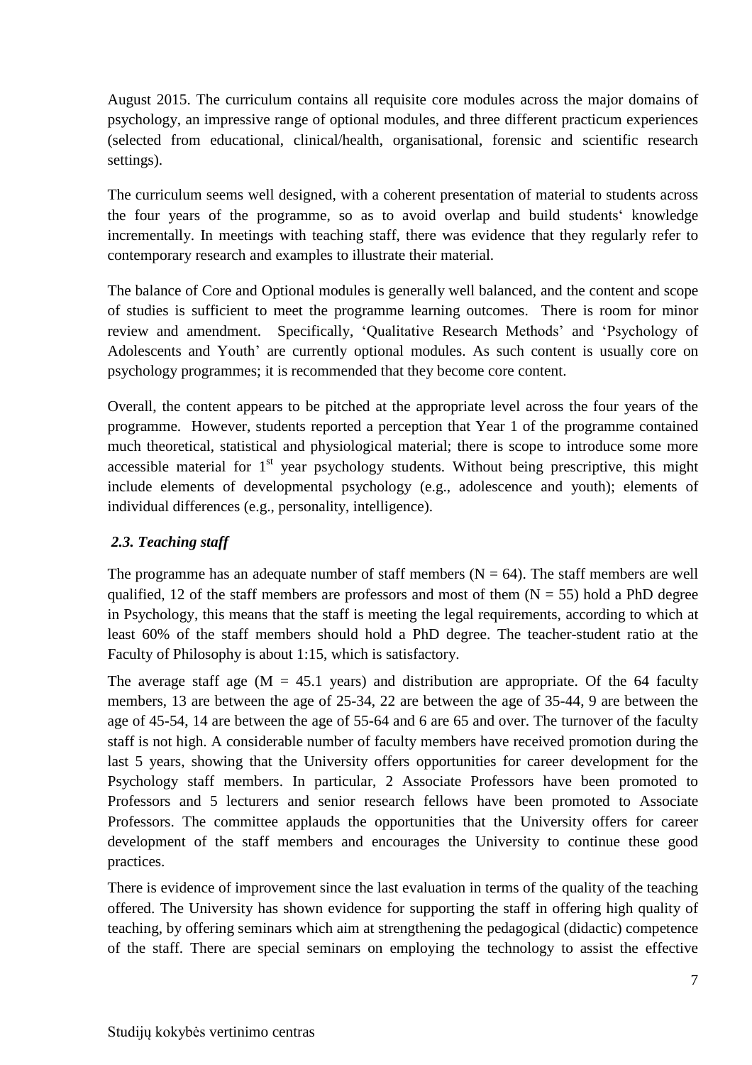August 2015. The curriculum contains all requisite core modules across the major domains of psychology, an impressive range of optional modules, and three different practicum experiences (selected from educational, clinical/health, organisational, forensic and scientific research settings).

The curriculum seems well designed, with a coherent presentation of material to students across the four years of the programme, so as to avoid overlap and build students‘ knowledge incrementally. In meetings with teaching staff, there was evidence that they regularly refer to contemporary research and examples to illustrate their material.

The balance of Core and Optional modules is generally well balanced, and the content and scope of studies is sufficient to meet the programme learning outcomes. There is room for minor review and amendment. Specifically, 'Qualitative Research Methods' and 'Psychology of Adolescents and Youth' are currently optional modules. As such content is usually core on psychology programmes; it is recommended that they become core content.

Overall, the content appears to be pitched at the appropriate level across the four years of the programme. However, students reported a perception that Year 1 of the programme contained much theoretical, statistical and physiological material; there is scope to introduce some more accessible material for 1st year psychology students. Without being prescriptive, this might include elements of developmental psychology (e.g., adolescence and youth); elements of individual differences (e.g., personality, intelligence).

### *2.3. Teaching staff*

The programme has an adequate number of staff members (N = 64). The staff members are well qualified, 12 of the staff members are professors and most of them (N = 55) hold a PhD degree in Psychology, this means that the staff is meeting the legal requirements, according to which at least 60% of the staff members should hold a PhD degree. The teacher-student ratio at the Faculty of Philosophy is about 1:15, which is satisfactory.

The average staff age (M = 45.1 years) and distribution are appropriate. Of the 64 faculty members, 13 are between the age of 25-34, 22 are between the age of 35-44, 9 are between the age of 45-54, 14 are between the age of 55-64 and 6 are 65 and over. The turnover of the faculty staff is not high. A considerable number of faculty members have received promotion during the last 5 years, showing that the University offers opportunities for career development for the Psychology staff members. In particular, 2 Associate Professors have been promoted to Professors and 5 lecturers and senior research fellows have been promoted to Associate Professors. The committee applauds the opportunities that the University offers for career development of the staff members and encourages the University to continue these good practices.

There is evidence of improvement since the last evaluation in terms of the quality of the teaching offered. The University has shown evidence for supporting the staff in offering high quality of teaching, by offering seminars which aim at strengthening the pedagogical (didactic) competence of the staff. There are special seminars on employing the technology to assist the effective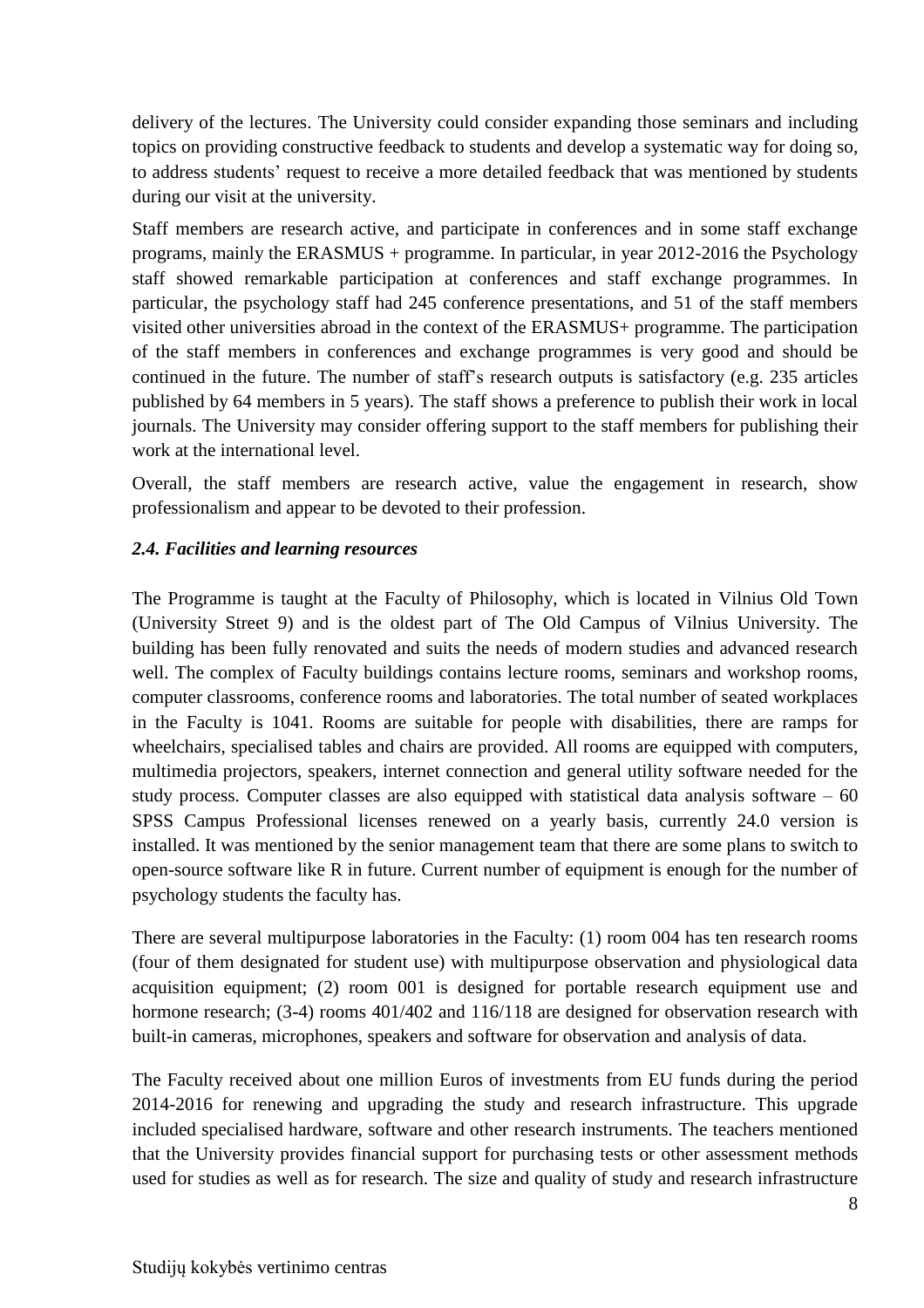delivery of the lectures. The University could consider expanding those seminars and including topics on providing constructive feedback to students and develop a systematic way for doing so, to address students' request to receive a more detailed feedback that was mentioned by students during our visit at the university.

Staff members are research active, and participate in conferences and in some staff exchange programs, mainly the ERASMUS + programme. In particular, in year 2012-2016 the Psychology staff showed remarkable participation at conferences and staff exchange programmes. In particular, the psychology staff had 245 conference presentations, and 51 of the staff members visited other universities abroad in the context of the ERASMUS+ programme. The participation of the staff members in conferences and exchange programmes is very good and should be continued in the future. The number of staff's research outputs is satisfactory (e.g. 235 articles published by 64 members in 5 years). The staff shows a preference to publish their work in local journals. The University may consider offering support to the staff members for publishing their work at the international level.

Overall, the staff members are research active, value the engagement in research, show professionalism and appear to be devoted to their profession.

### *2.4. Facilities and learning resources*

The Programme is taught at the Faculty of Philosophy, which is located in Vilnius Old Town (University Street 9) and is the oldest part of The Old Campus of Vilnius University. The building has been fully renovated and suits the needs of modern studies and advanced research well. The complex of Faculty buildings contains lecture rooms, seminars and workshop rooms, computer classrooms, conference rooms and laboratories. The total number of seated workplaces in the Faculty is 1041. Rooms are suitable for people with disabilities, there are ramps for wheelchairs, specialised tables and chairs are provided. All rooms are equipped with computers, multimedia projectors, speakers, internet connection and general utility software needed for the study process. Computer classes are also equipped with statistical data analysis software – 60 SPSS Campus Professional licenses renewed on a yearly basis, currently 24.0 version is installed. It was mentioned by the senior management team that there are some plans to switch to open-source software like R in future. Current number of equipment is enough for the number of psychology students the faculty has.

There are several multipurpose laboratories in the Faculty: (1) room 004 has ten research rooms (four of them designated for student use) with multipurpose observation and physiological data acquisition equipment; (2) room 001 is designed for portable research equipment use and hormone research; (3-4) rooms 401/402 and 116/118 are designed for observation research with built-in cameras, microphones, speakers and software for observation and analysis of data.

The Faculty received about one million Euros of investments from EU funds during the period 2014-2016 for renewing and upgrading the study and research infrastructure. This upgrade included specialised hardware, software and other research instruments. The teachers mentioned that the University provides financial support for purchasing tests or other assessment methods used for studies as well as for research. The size and quality of study and research infrastructure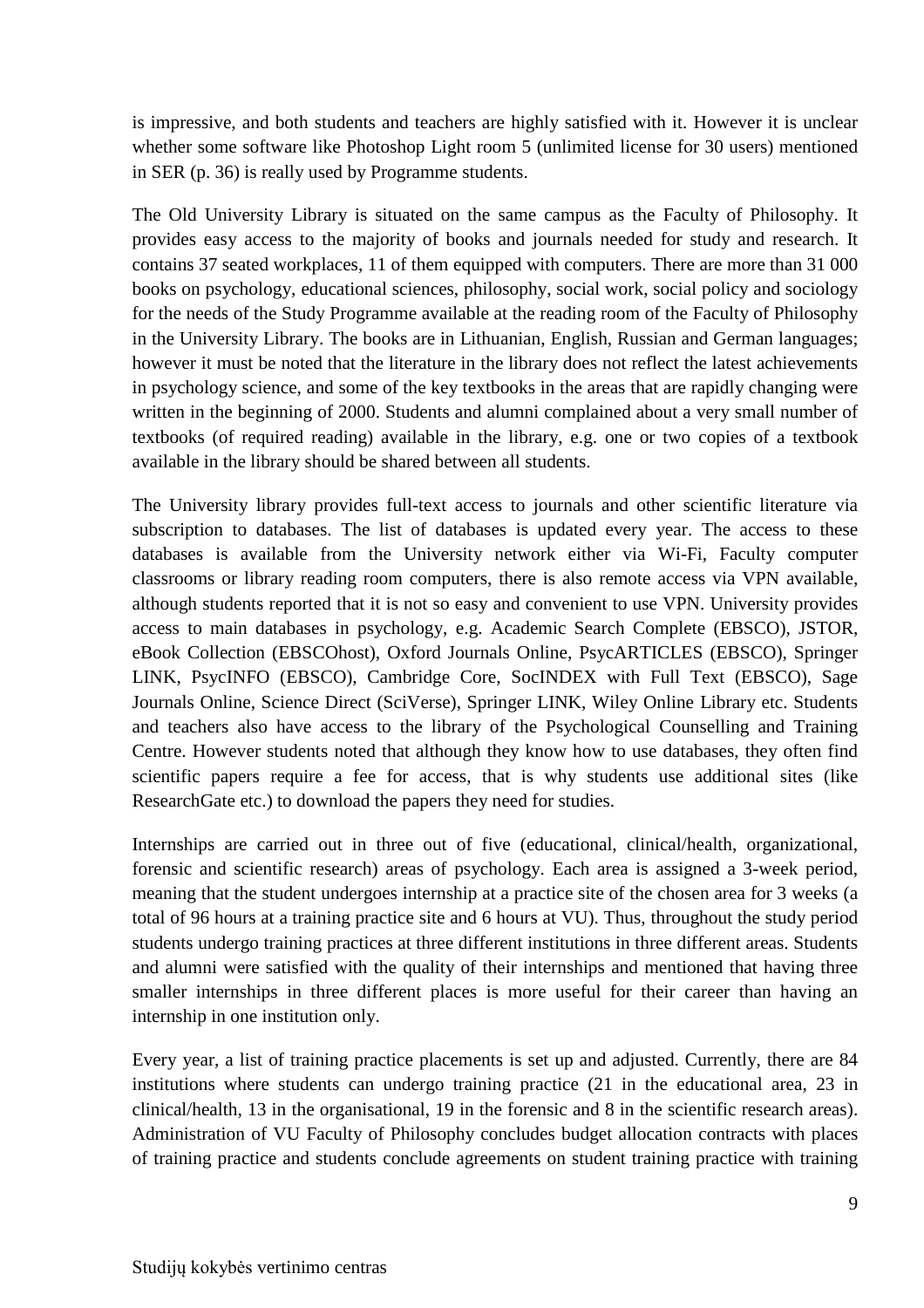is impressive, and both students and teachers are highly satisfied with it. However it is unclear whether some software like Photoshop Light room 5 (unlimited license for 30 users) mentioned in SER (p. 36) is really used by Programme students.

The Old University Library is situated on the same campus as the Faculty of Philosophy. It provides easy access to the majority of books and journals needed for study and research. It contains 37 seated workplaces, 11 of them equipped with computers. There are more than 31 000 books on psychology, educational sciences, philosophy, social work, social policy and sociology for the needs of the Study Programme available at the reading room of the Faculty of Philosophy in the University Library. The books are in Lithuanian, English, Russian and German languages; however it must be noted that the literature in the library does not reflect the latest achievements in psychology science, and some of the key textbooks in the areas that are rapidly changing were written in the beginning of 2000. Students and alumni complained about a very small number of textbooks (of required reading) available in the library, e.g. one or two copies of a textbook available in the library should be shared between all students.

The University library provides full-text access to journals and other scientific literature via subscription to databases. The list of databases is updated every year. The access to these databases is available from the University network either via Wi-Fi, Faculty computer classrooms or library reading room computers, there is also remote access via VPN available, although students reported that it is not so easy and convenient to use VPN. University provides access to main databases in psychology, e.g. Academic Search Complete (EBSCO), JSTOR, eBook Collection (EBSCOhost), Oxford Journals Online, PsycARTICLES (EBSCO), Springer LINK, PsycINFO (EBSCO), Cambridge Core, SocINDEX with Full Text (EBSCO), Sage Journals Online, Science Direct (SciVerse), Springer LINK, Wiley Online Library etc. Students and teachers also have access to the library of the Psychological Counselling and Training Centre. However students noted that although they know how to use databases, they often find scientific papers require a fee for access, that is why students use additional sites (like ResearchGate etc.) to download the papers they need for studies.

Internships are carried out in three out of five (educational, clinical/health, organizational, forensic and scientific research) areas of psychology. Each area is assigned a 3-week period, meaning that the student undergoes internship at a practice site of the chosen area for 3 weeks (a total of 96 hours at a training practice site and 6 hours at VU). Thus, throughout the study period students undergo training practices at three different institutions in three different areas. Students and alumni were satisfied with the quality of their internships and mentioned that having three smaller internships in three different places is more useful for their career than having an internship in one institution only.

Every year, a list of training practice placements is set up and adjusted. Currently, there are 84 institutions where students can undergo training practice (21 in the educational area, 23 in clinical/health, 13 in the organisational, 19 in the forensic and 8 in the scientific research areas). Administration of VU Faculty of Philosophy concludes budget allocation contracts with places of training practice and students conclude agreements on student training practice with training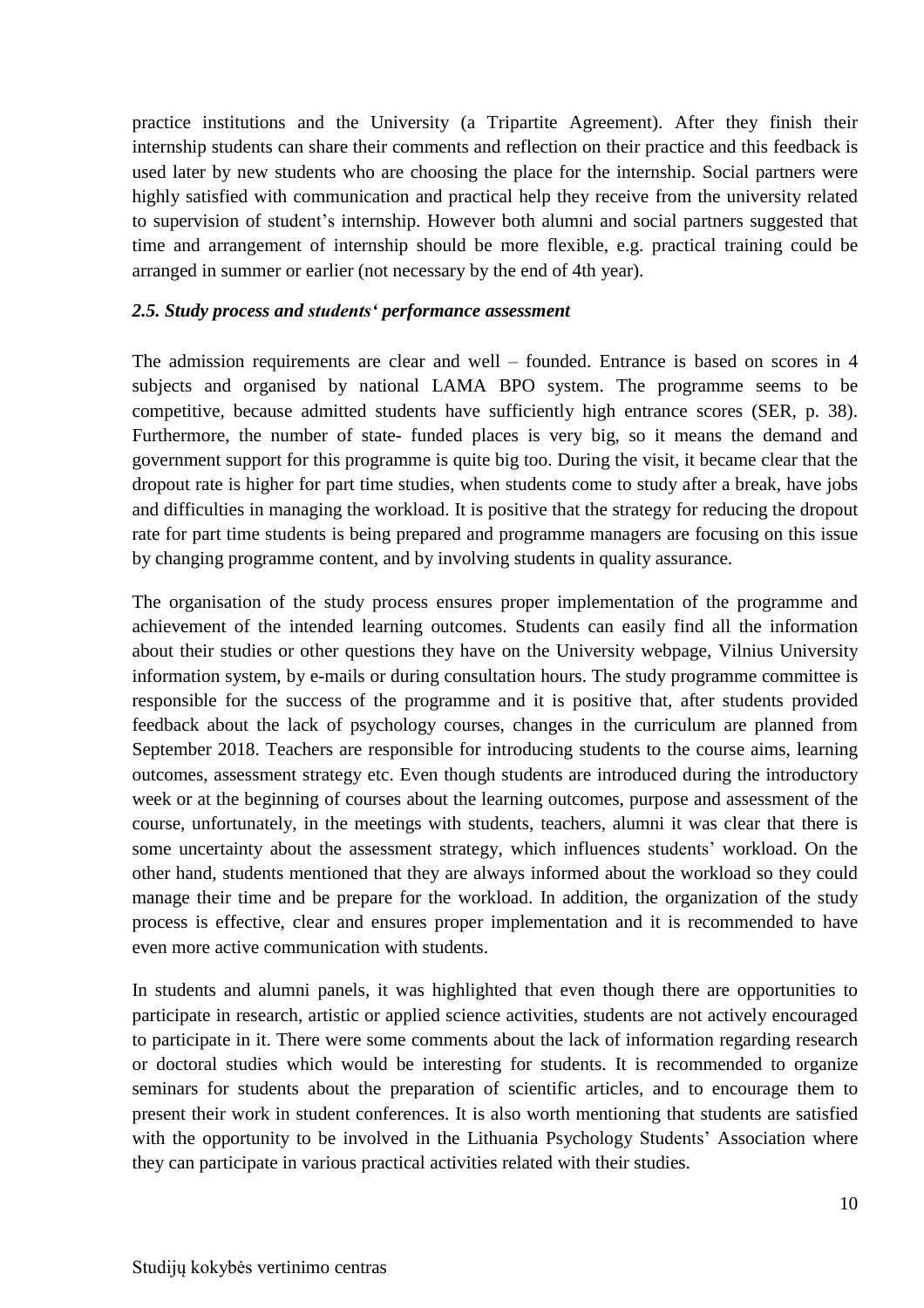practice institutions and the University (a Tripartite Agreement). After they finish their internship students can share their comments and reflection on their practice and this feedback is used later by new students who are choosing the place for the internship. Social partners were highly satisfied with communication and practical help they receive from the university related to supervision of student's internship. However both alumni and social partners suggested that time and arrangement of internship should be more flexible, e.g. practical training could be arranged in summer or earlier (not necessary by the end of 4th year).

### *2.5. Study process and students' performance assessment*

The admission requirements are clear and well – founded. Entrance is based on scores in 4 subjects and organised by national LAMA BPO system. The programme seems to be competitive, because admitted students have sufficiently high entrance scores (SER, p. 38). Furthermore, the number of state- funded places is very big, so it means the demand and government support for this programme is quite big too. During the visit, it became clear that the dropout rate is higher for part time studies, when students come to study after a break, have jobs and difficulties in managing the workload. It is positive that the strategy for reducing the dropout rate for part time students is being prepared and programme managers are focusing on this issue by changing programme content, and by involving students in quality assurance.

The organisation of the study process ensures proper implementation of the programme and achievement of the intended learning outcomes. Students can easily find all the information about their studies or other questions they have on the University webpage, Vilnius University information system, by e-mails or during consultation hours. The study programme committee is responsible for the success of the programme and it is positive that, after students provided feedback about the lack of psychology courses, changes in the curriculum are planned from September 2018. Teachers are responsible for introducing students to the course aims, learning outcomes, assessment strategy etc. Even though students are introduced during the introductory week or at the beginning of courses about the learning outcomes, purpose and assessment of the course, unfortunately, in the meetings with students, teachers, alumni it was clear that there is some uncertainty about the assessment strategy, which influences students' workload. On the other hand, students mentioned that they are always informed about the workload so they could manage their time and be prepare for the workload. In addition, the organization of the study process is effective, clear and ensures proper implementation and it is recommended to have even more active communication with students.

In students and alumni panels, it was highlighted that even though there are opportunities to participate in research, artistic or applied science activities, students are not actively encouraged to participate in it. There were some comments about the lack of information regarding research or doctoral studies which would be interesting for students. It is recommended to organize seminars for students about the preparation of scientific articles, and to encourage them to present their work in student conferences. It is also worth mentioning that students are satisfied with the opportunity to be involved in the Lithuania Psychology Students' Association where they can participate in various practical activities related with their studies.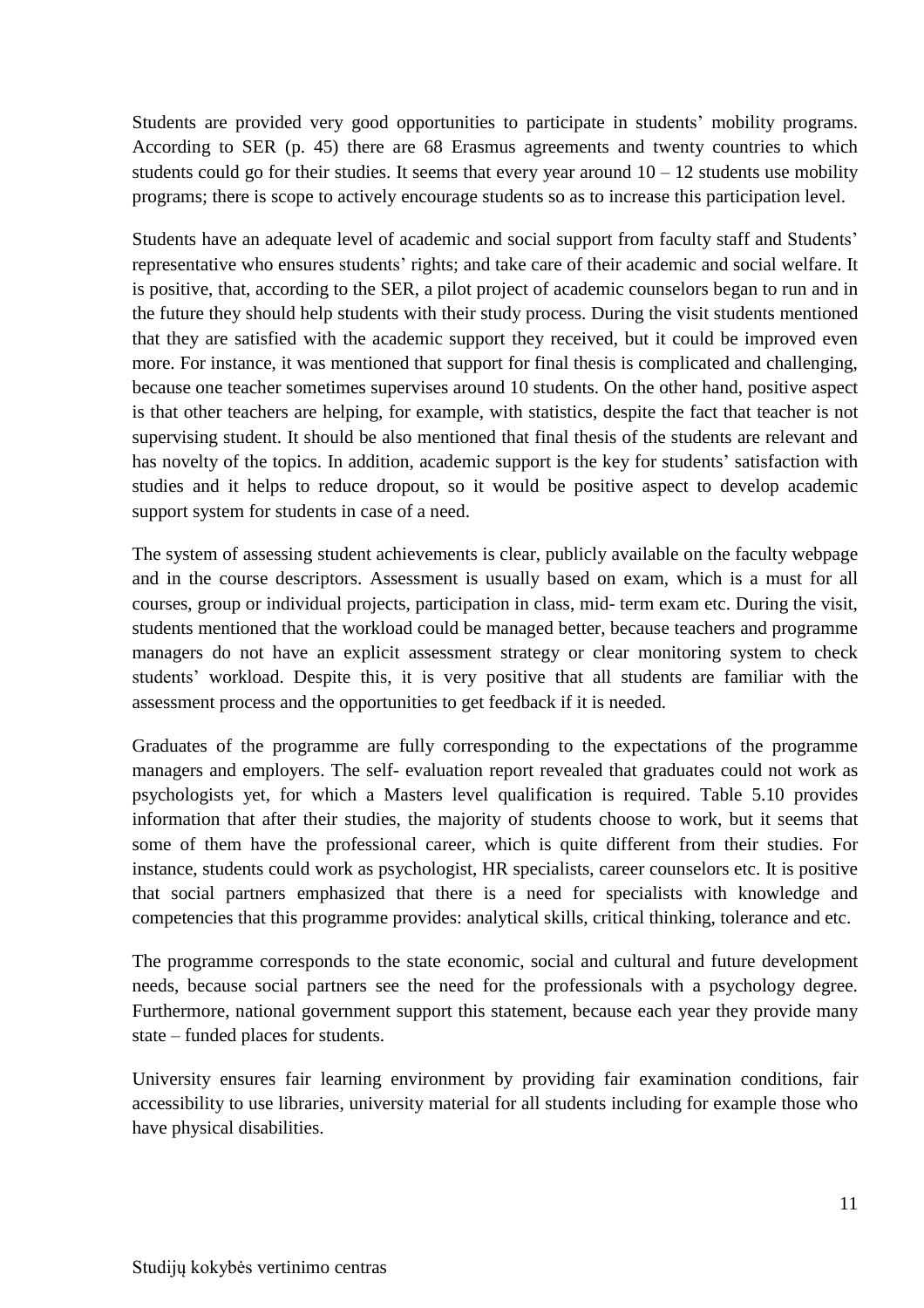Students are provided very good opportunities to participate in students' mobility programs. According to SER (p. 45) there are 68 Erasmus agreements and twenty countries to which students could go for their studies. It seems that every year around 10 – 12 students use mobility programs; there is scope to actively encourage students so as to increase this participation level.

Students have an adequate level of academic and social support from faculty staff and Students' representative who ensures students' rights; and take care of their academic and social welfare. It is positive, that, according to the SER, a pilot project of academic counselors began to run and in the future they should help students with their study process. During the visit students mentioned that they are satisfied with the academic support they received, but it could be improved even more. For instance, it was mentioned that support for final thesis is complicated and challenging, because one teacher sometimes supervises around 10 students. On the other hand, positive aspect is that other teachers are helping, for example, with statistics, despite the fact that teacher is not supervising student. It should be also mentioned that final thesis of the students are relevant and has novelty of the topics. In addition, academic support is the key for students' satisfaction with studies and it helps to reduce dropout, so it would be positive aspect to develop academic support system for students in case of a need.

The system of assessing student achievements is clear, publicly available on the faculty webpage and in the course descriptors. Assessment is usually based on exam, which is a must for all courses, group or individual projects, participation in class, mid- term exam etc. During the visit, students mentioned that the workload could be managed better, because teachers and programme managers do not have an explicit assessment strategy or clear monitoring system to check students' workload. Despite this, it is very positive that all students are familiar with the assessment process and the opportunities to get feedback if it is needed.

Graduates of the programme are fully corresponding to the expectations of the programme managers and employers. The self- evaluation report revealed that graduates could not work as psychologists yet, for which a Masters level qualification is required. Table 5.10 provides information that after their studies, the majority of students choose to work, but it seems that some of them have the professional career, which is quite different from their studies. For instance, students could work as psychologist, HR specialists, career counselors etc. It is positive that social partners emphasized that there is a need for specialists with knowledge and competencies that this programme provides: analytical skills, critical thinking, tolerance and etc.

The programme corresponds to the state economic, social and cultural and future development needs, because social partners see the need for the professionals with a psychology degree. Furthermore, national government support this statement, because each year they provide many state – funded places for students.

University ensures fair learning environment by providing fair examination conditions, fair accessibility to use libraries, university material for all students including for example those who have physical disabilities.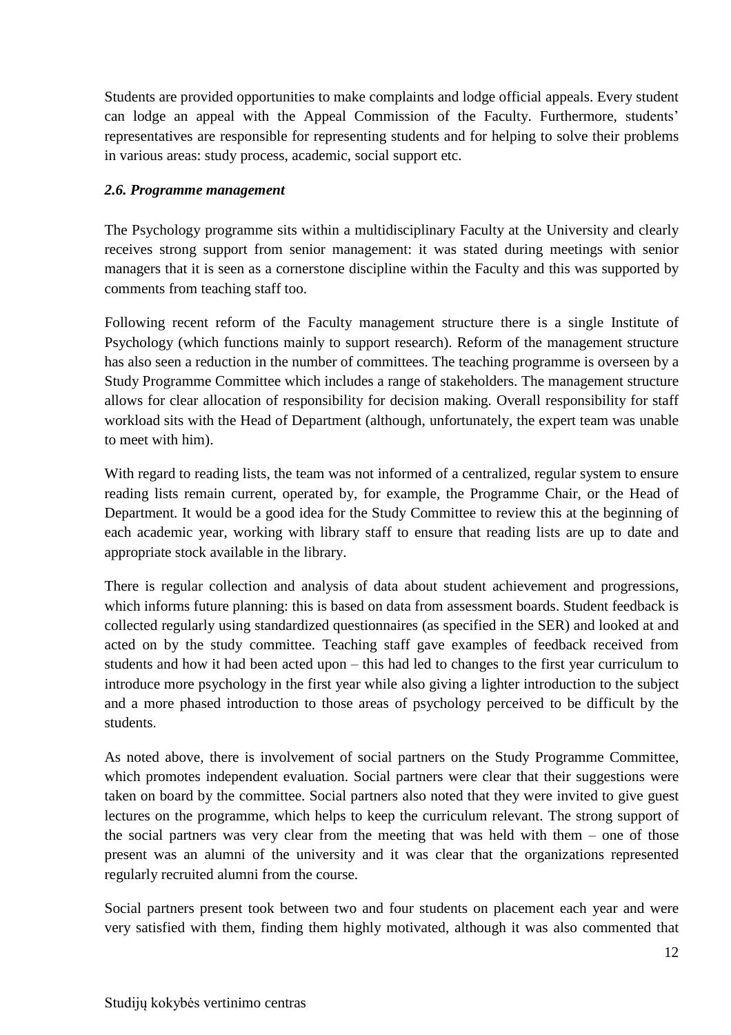Students are provided opportunities to make complaints and lodge official appeals. Every student can lodge an appeal with the Appeal Commission of the Faculty. Furthermore, students' representatives are responsible for representing students and for helping to solve their problems in various areas: study process, academic, social support etc.

### *2.6. Programme management*

The Psychology programme sits within a multidisciplinary Faculty at the University and clearly receives strong support from senior management: it was stated during meetings with senior managers that it is seen as a cornerstone discipline within the Faculty and this was supported by comments from teaching staff too.

Following recent reform of the Faculty management structure there is a single Institute of Psychology (which functions mainly to support research). Reform of the management structure has also seen a reduction in the number of committees. The teaching programme is overseen by a Study Programme Committee which includes a range of stakeholders. The management structure allows for clear allocation of responsibility for decision making. Overall responsibility for staff workload sits with the Head of Department (although, unfortunately, the expert team was unable to meet with him).

With regard to reading lists, the team was not informed of a centralized, regular system to ensure reading lists remain current, operated by, for example, the Programme Chair, or the Head of Department. It would be a good idea for the Study Committee to review this at the beginning of each academic year, working with library staff to ensure that reading lists are up to date and appropriate stock available in the library.

There is regular collection and analysis of data about student achievement and progressions, which informs future planning: this is based on data from assessment boards. Student feedback is collected regularly using standardized questionnaires (as specified in the SER) and looked at and acted on by the study committee. Teaching staff gave examples of feedback received from students and how it had been acted upon – this had led to changes to the first year curriculum to introduce more psychology in the first year while also giving a lighter introduction to the subject and a more phased introduction to those areas of psychology perceived to be difficult by the students.

As noted above, there is involvement of social partners on the Study Programme Committee, which promotes independent evaluation. Social partners were clear that their suggestions were taken on board by the committee. Social partners also noted that they were invited to give guest lectures on the programme, which helps to keep the curriculum relevant. The strong support of the social partners was very clear from the meeting that was held with them – one of those present was an alumni of the university and it was clear that the organizations represented regularly recruited alumni from the course.

Social partners present took between two and four students on placement each year and were very satisfied with them, finding them highly motivated, although it was also commented that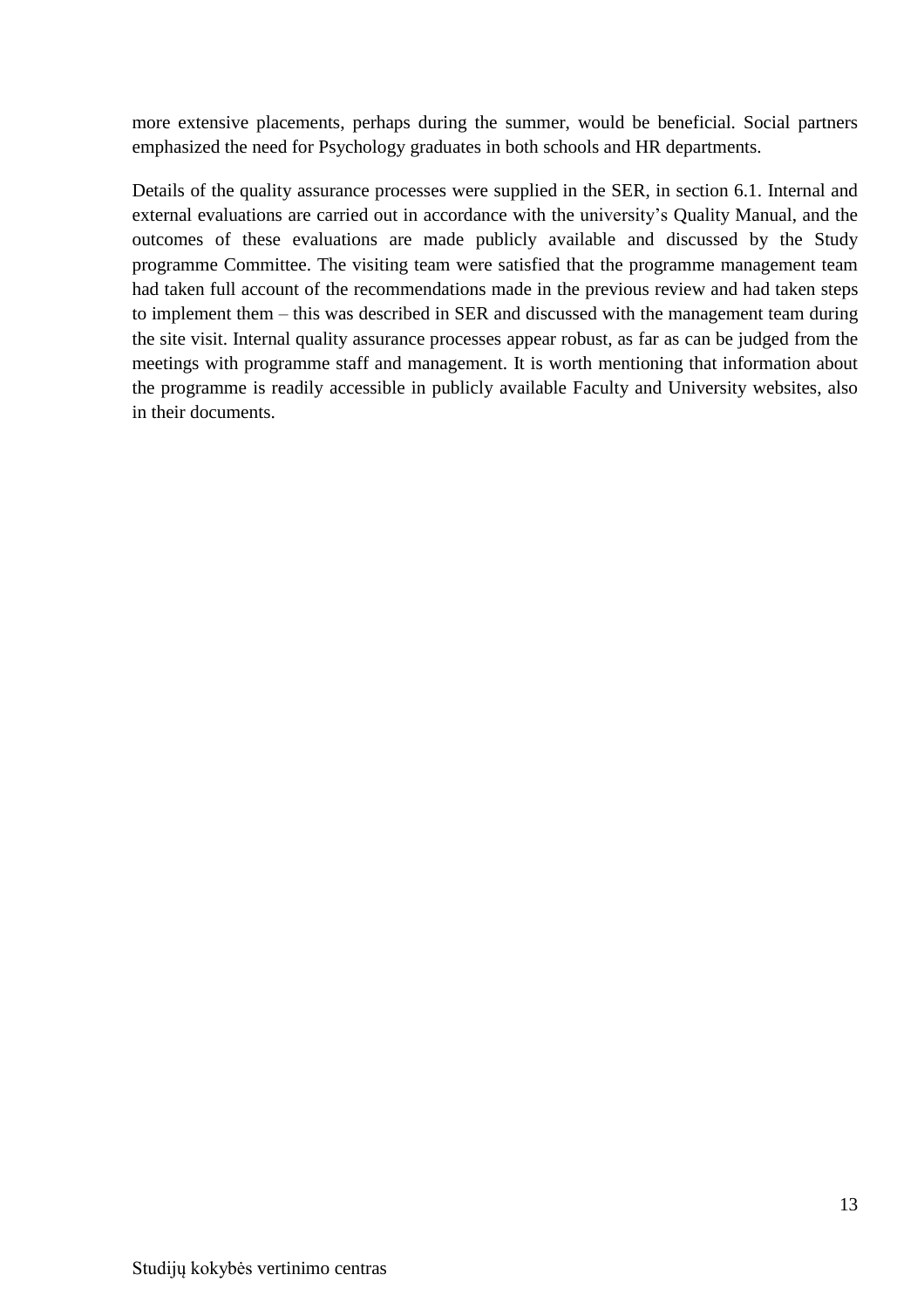more extensive placements, perhaps during the summer, would be beneficial. Social partners emphasized the need for Psychology graduates in both schools and HR departments.

Details of the quality assurance processes were supplied in the SER, in section 6.1. Internal and external evaluations are carried out in accordance with the university's Quality Manual, and the outcomes of these evaluations are made publicly available and discussed by the Study programme Committee. The visiting team were satisfied that the programme management team had taken full account of the recommendations made in the previous review and had taken steps to implement them – this was described in SER and discussed with the management team during the site visit. Internal quality assurance processes appear robust, as far as can be judged from the meetings with programme staff and management. It is worth mentioning that information about the programme is readily accessible in publicly available Faculty and University websites, also in their documents.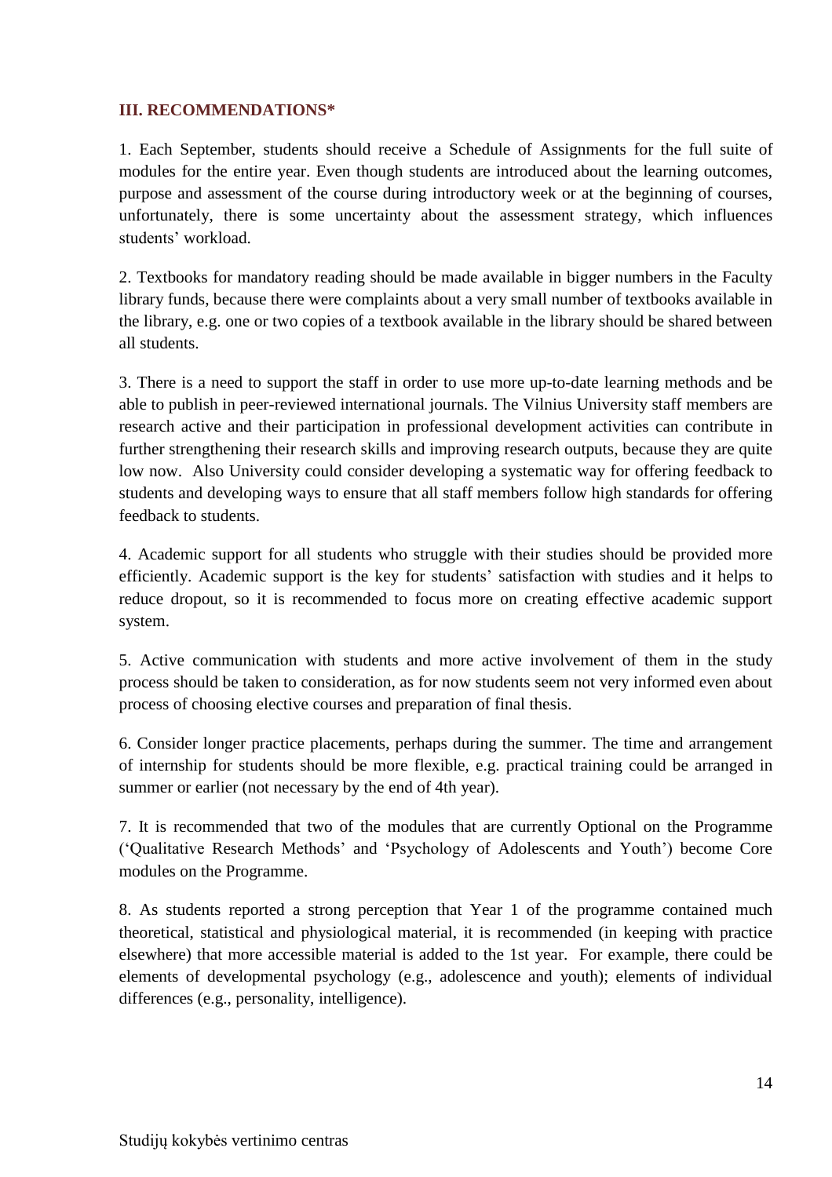## III. RECOMMENDATIONS*

1. Each September, students should receive a Schedule of Assignments for the full suite of modules for the entire year. Even though students are introduced about the learning outcomes, purpose and assessment of the course during introductory week or at the beginning of courses, unfortunately, there is some uncertainty about the assessment strategy, which influences students' workload.

2. Textbooks for mandatory reading should be made available in bigger numbers in the Faculty library funds, because there were complaints about a very small number of textbooks available in the library, e.g. one or two copies of a textbook available in the library should be shared between all students.

3. There is a need to support the staff in order to use more up-to-date learning methods and be able to publish in peer-reviewed international journals. The Vilnius University staff members are research active and their participation in professional development activities can contribute in further strengthening their research skills and improving research outputs, because they are quite low now. Also University could consider developing a systematic way for offering feedback to students and developing ways to ensure that all staff members follow high standards for offering feedback to students.

4. Academic support for all students who struggle with their studies should be provided more efficiently. Academic support is the key for students' satisfaction with studies and it helps to reduce dropout, so it is recommended to focus more on creating effective academic support system.

5. Active communication with students and more active involvement of them in the study process should be taken to consideration, as for now students seem not very informed even about process of choosing elective courses and preparation of final thesis.

6. Consider longer practice placements, perhaps during the summer. The time and arrangement of internship for students should be more flexible, e.g. practical training could be arranged in summer or earlier (not necessary by the end of 4th year).

7. It is recommended that two of the modules that are currently Optional on the Programme ('Qualitative Research Methods' and 'Psychology of Adolescents and Youth') become Core modules on the Programme.

8. As students reported a strong perception that Year 1 of the programme contained much theoretical, statistical and physiological material, it is recommended (in keeping with practice elsewhere) that more accessible material is added to the 1st year. For example, there could be elements of developmental psychology (e.g., adolescence and youth); elements of individual differences (e.g., personality, intelligence).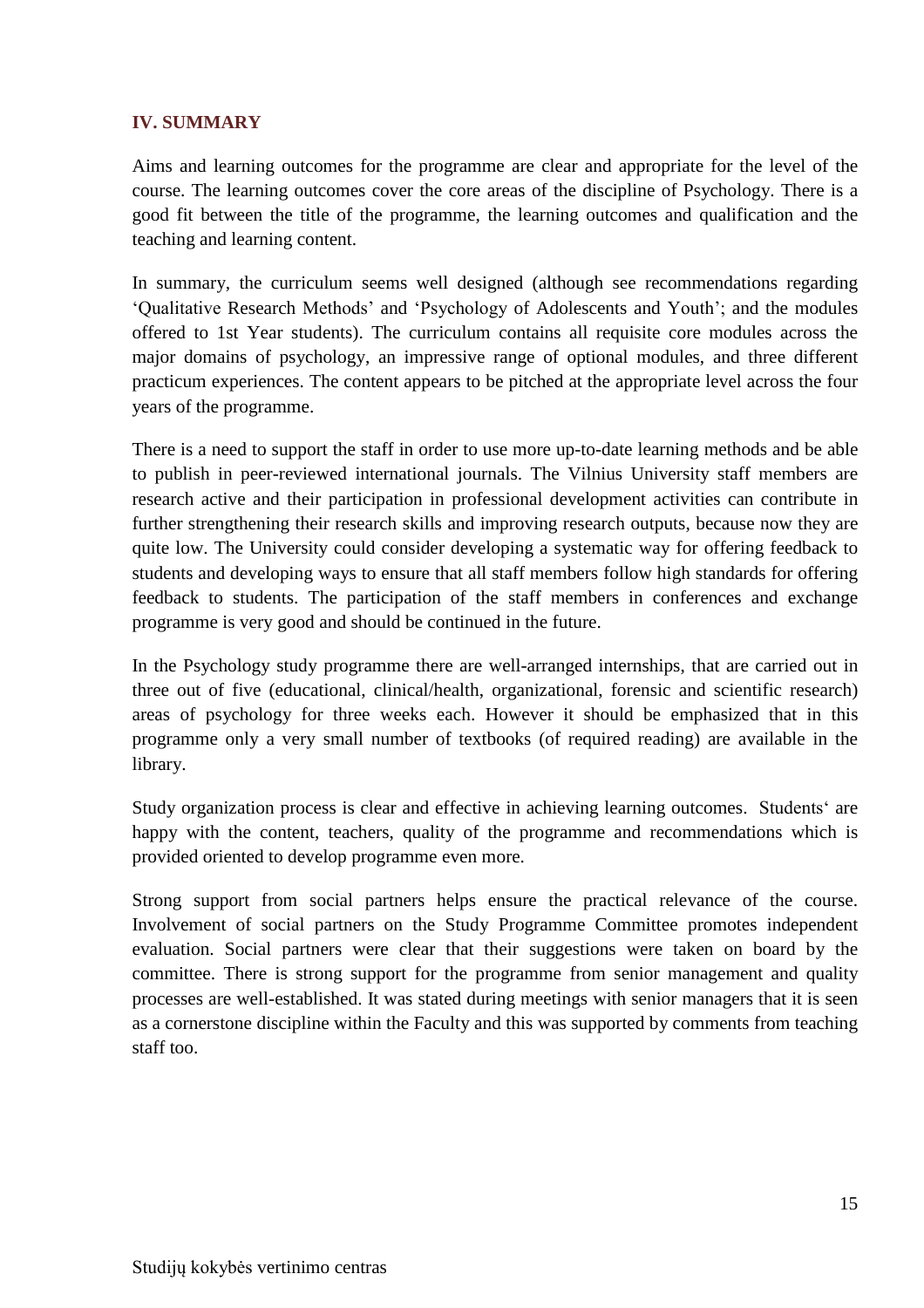## IV. SUMMARY

Aims and learning outcomes for the programme are clear and appropriate for the level of the course. The learning outcomes cover the core areas of the discipline of Psychology. There is a good fit between the title of the programme, the learning outcomes and qualification and the teaching and learning content.

In summary, the curriculum seems well designed (although see recommendations regarding 'Qualitative Research Methods' and 'Psychology of Adolescents and Youth'; and the modules offered to 1st Year students). The curriculum contains all requisite core modules across the major domains of psychology, an impressive range of optional modules, and three different practicum experiences. The content appears to be pitched at the appropriate level across the four years of the programme.

There is a need to support the staff in order to use more up-to-date learning methods and be able to publish in peer-reviewed international journals. The Vilnius University staff members are research active and their participation in professional development activities can contribute in further strengthening their research skills and improving research outputs, because now they are quite low. The University could consider developing a systematic way for offering feedback to students and developing ways to ensure that all staff members follow high standards for offering feedback to students. The participation of the staff members in conferences and exchange programme is very good and should be continued in the future.

In the Psychology study programme there are well-arranged internships, that are carried out in three out of five (educational, clinical/health, organizational, forensic and scientific research) areas of psychology for three weeks each. However it should be emphasized that in this programme only a very small number of textbooks (of required reading) are available in the library.

Study organization process is clear and effective in achieving learning outcomes. Students' are happy with the content, teachers, quality of the programme and recommendations which is provided oriented to develop programme even more.

Strong support from social partners helps ensure the practical relevance of the course. Involvement of social partners on the Study Programme Committee promotes independent evaluation. Social partners were clear that their suggestions were taken on board by the committee. There is strong support for the programme from senior management and quality processes are well-established. It was stated during meetings with senior managers that it is seen as a cornerstone discipline within the Faculty and this was supported by comments from teaching staff too.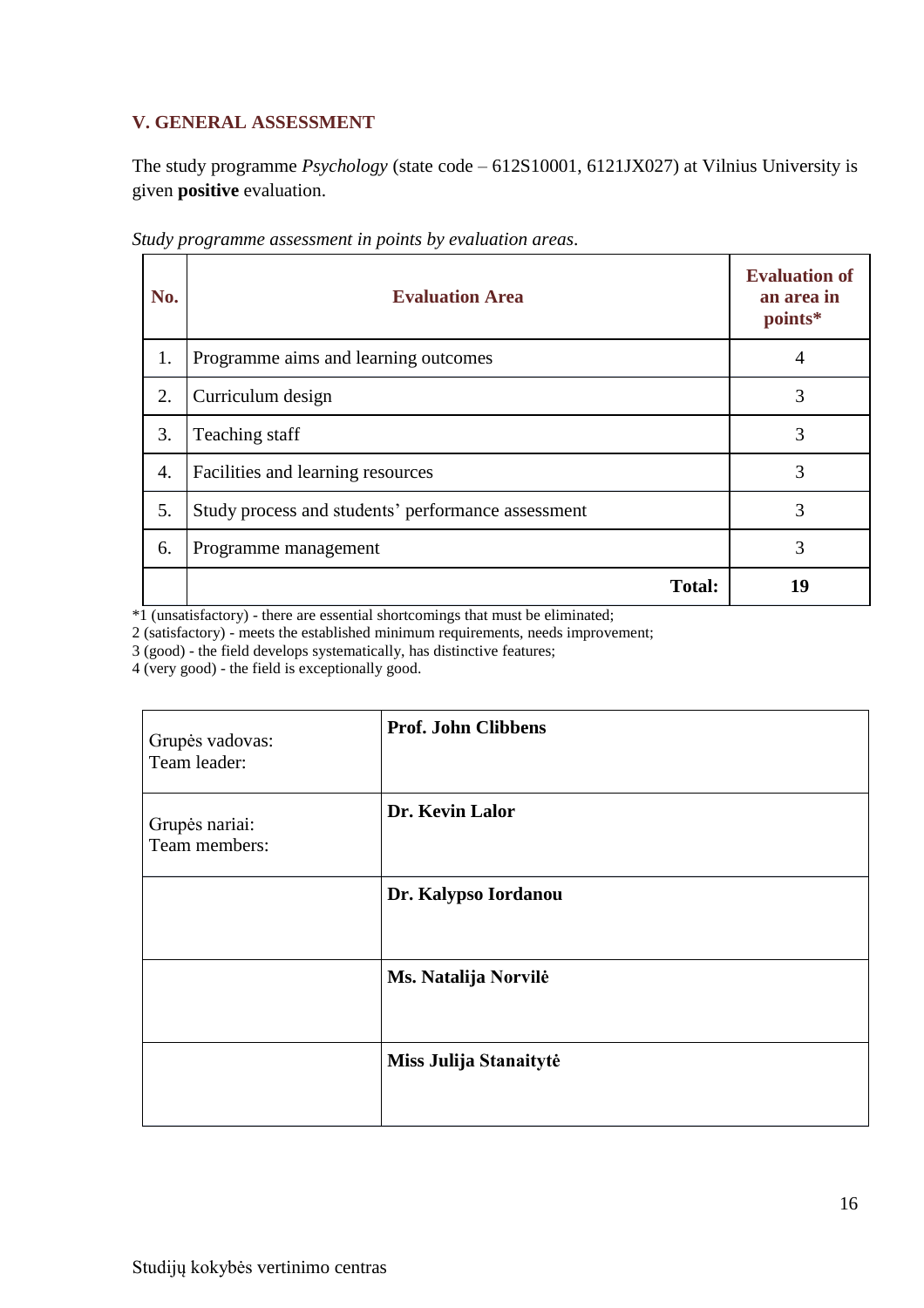## V. GENERAL ASSESSMENT

The study programme *Psychology* (state code – 612S10001, 6121JX027) at Vilnius University is given **positive** evaluation.

*Study programme assessment in points by evaluation areas*.

| No. | Evaluation Area | Evaluation of an area in points* |
|---|---|---|
| 1. | Programme aims and learning outcomes | 4 |
| 2. | Curriculum design | 3 |
| 3. | Teaching staff | 3 |
| 4. | Facilities and learning resources | 3 |
| 5. | Study process and students' performance assessment | 3 |
| 6. | Programme management | 3 |
| | **Total:** | **19** |

*1 (unsatisfactory) - there are essential shortcomings that must be eliminated;
2 (satisfactory) - meets the established minimum requirements, needs improvement;
3 (good) - the field develops systematically, has distinctive features;
4 (very good) - the field is exceptionally good.

| | |
|---|---|
| Grupės vadovas: Team leader: | **Prof. John Clibbens** |
| Grupės nariai: Team members: | **Dr. Kevin Lalor** |
| | **Dr. Kalypso Iordanou** |
| | **Ms. Natalija Norvilė** |
| | **Miss Julija Stanaitytė** |

Studijų kokybės vertinimo centras